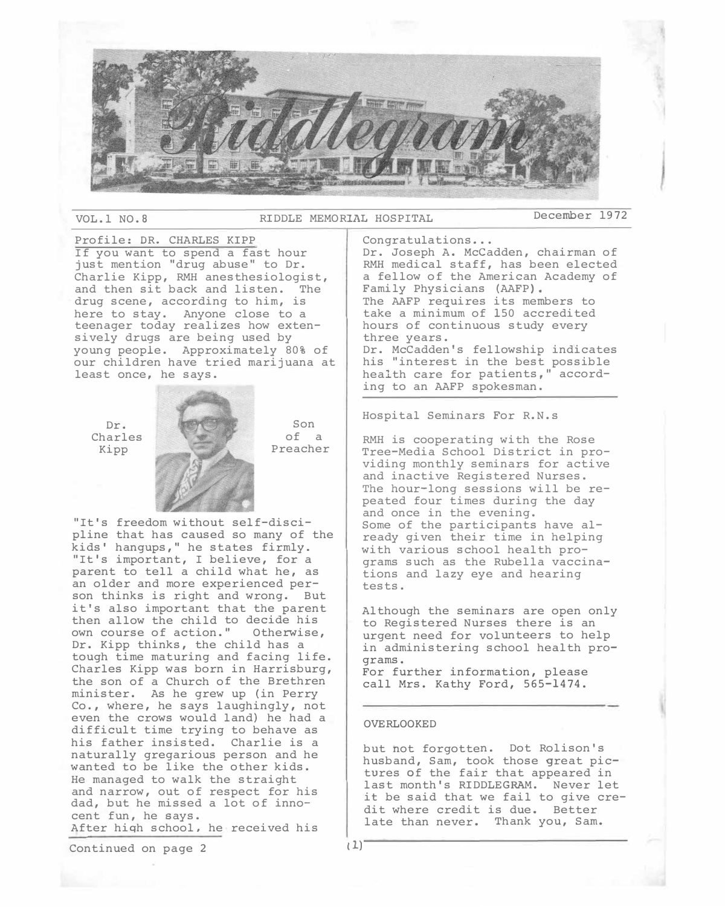# Riddlegram

VOL.1 NO.8 RIDDLE MEMORIAL HOSPITAL December 1972

## Profile: DR. CHARLES KIPP

If you want to spend a fast hour just mention "drug abuse" to Dr. Charlie Kipp, RMH anesthesiologist, and then sit back and listen. The drug scene, according to him, is here to stay. Anyone close to a teenager today realizes how extensively drugs are being used by young people. Approximately 80% of our children have tried marijuana at least once, he says.

Dr. Charles Kipp

Son of a Preacher

"It's freedom without self-discipline that has caused so many of the kids' hangups," he states firmly. "It's important, I believe, for a parent to tell a child what he, as an older and more experienced person thinks is right and wrong. But it's also important that the parent then allow the child to decide his own course of action." Otherwise, Dr. Kipp thinks, the child has a tough time maturing and facing life.

Charles Kipp was born in Harrisburg, the son of a Church of the Brethren minister. As he grew up (in Perry Co., where, he says laughingly, not even the crows would land) he had a difficult time trying to behave as his father insisted. Charlie is a naturally gregarious person and he wanted to be like the other kids. He managed to walk the straight and narrow, out of respect for his dad, but he missed a lot of innocent fun, he says.

After high school, he received his

Continued on page 2

## Congratulations...

Dr. Joseph A. McCadden, chairman of RMH medical staff, has been elected a fellow of the American Academy of Family Physicians (AAFP).

The AAFP requires its members to take a minimum of 150 accredited hours of continuous study every three years.

Dr. McCadden's fellowship indicates his "interest in the best possible health care for patients," according to an AAFP spokesman.

## Hospital Seminars For R.N.s

RMH is cooperating with the Rose Tree-Media School District in providing monthly seminars for active and inactive Registered Nurses. The hour-long sessions will be repeated four times during the day and once in the evening.

Some of the participants have already given their time in helping with various school health programs such as the Rubella vaccinations and lazy eye and hearing tests.

Although the seminars are open only to Registered Nurses there is an urgent need for volunteers to help in administering school health programs.

For further information, please call Mrs. Kathy Ford, 565-1474.

## OVERLOOKED

but not forgotten. Dot Rolison's husband, Sam, took those great pictures of the fair that appeared in last month's RIDDLEGRAM. Never let it be said that we fail to give credit where credit is due. Better late than never. Thank you, Sam.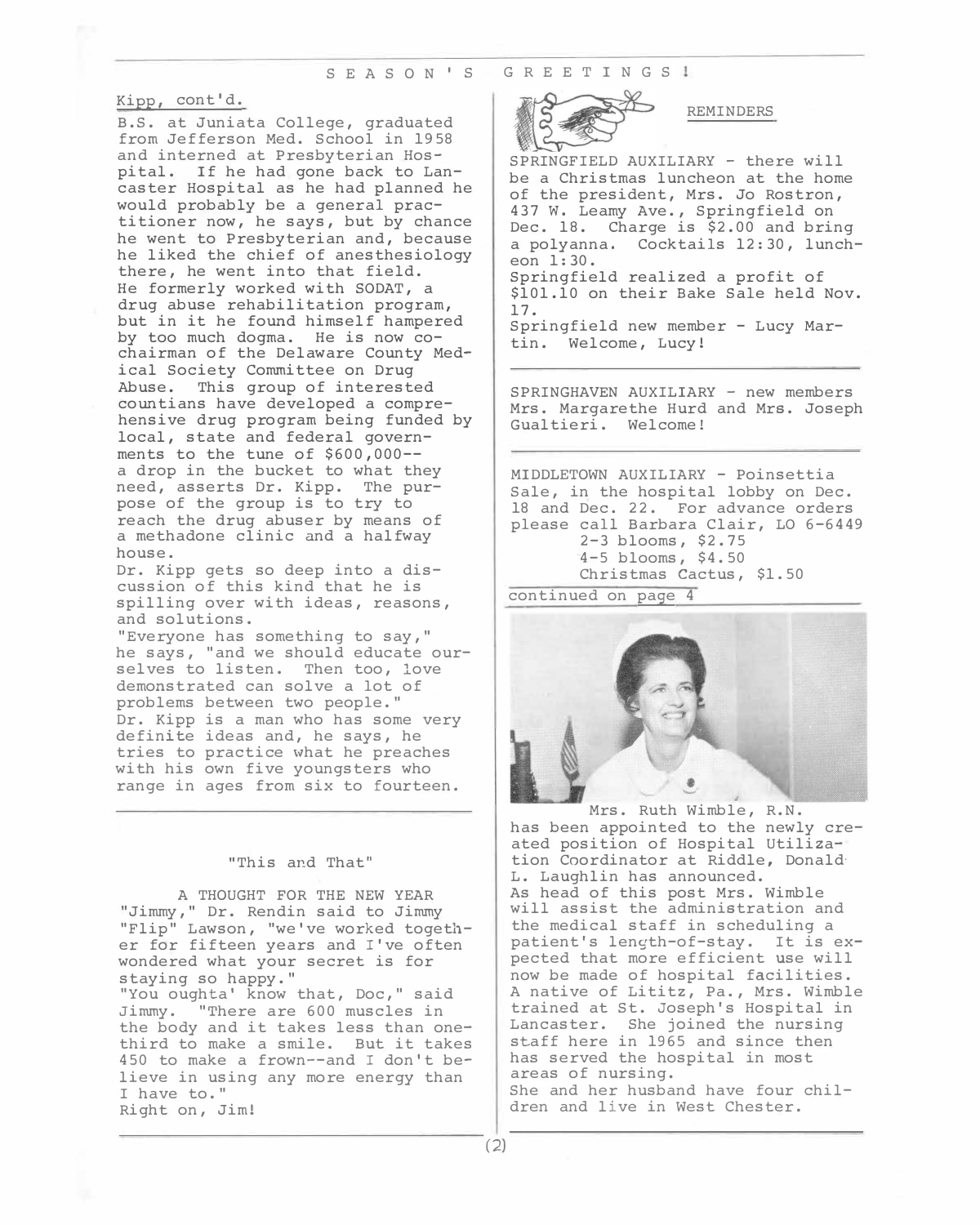SEASON'S GREETINGS!

Kipp, cont'd.

B.S. at Juniata College, graduated from Jefferson Med. School in 1958 and interned at Presbyterian Hospital. If he had gone back to Lancaster Hospital as he had planned he would probably be a general practitioner now, he says, but by chance he went to Presbyterian and, because he liked the chief of anesthesiology there, he went into that field.
He formerly worked with SODAT, a drug abuse rehabilitation program, but in it he found himself hampered by too much dogma. He is now co-chairman of the Delaware County Medical Society Committee on Drug Abuse. This group of interested countians have developed a comprehensive drug program being funded by local, state and federal governments to the tune of $600,000--a drop in the bucket to what they need, asserts Dr. Kipp. The purpose of the group is to try to reach the drug abuser by means of a methadone clinic and a halfway house.
Dr. Kipp gets so deep into a discussion of this kind that he is spilling over with ideas, reasons, and solutions.
"Everyone has something to say," he says, "and we should educate ourselves to listen. Then too, love demonstrated can solve a lot of problems between two people."
Dr. Kipp is a man who has some very definite ideas and, he says, he tries to practice what he preaches with his own five youngsters who range in ages from six to fourteen.

---

"This and That"

A THOUGHT FOR THE NEW YEAR
"Jimmy," Dr. Rendin said to Jimmy "Flip" Lawson, "we've worked together for fifteen years and I've often wondered what your secret is for staying so happy."
"You oughta' know that, Doc," said Jimmy. "There are 600 muscles in the body and it takes less than one-third to make a smile. But it takes 450 to make a frown--and I don't believe in using any more energy than I have to."
Right on, Jim!

---

REMINDERS

SPRINGFIELD AUXILIARY - there will be a Christmas luncheon at the home of the president, Mrs. Jo Rostron, 437 W. Leamy Ave., Springfield on Dec. 18. Charge is $2.00 and bring a polyanna. Cocktails 12:30, luncheon 1:30.
Springfield realized a profit of $101.10 on their Bake Sale held Nov. 17.
Springfield new member - Lucy Martin. Welcome, Lucy!

---

SPRINGHAVEN AUXILIARY - new members Mrs. Margarethe Hurd and Mrs. Joseph Gualtieri. Welcome!

---

MIDDLETOWN AUXILIARY - Poinsettia Sale, in the hospital lobby on Dec. 18 and Dec. 22. For advance orders please call Barbara Clair, LO 6-6449
2-3 blooms, $2.75
4-5 blooms, $4.50
Christmas Cactus, $1.50

continued on page 4

---

Mrs. Ruth Wimble, R.N.

has been appointed to the newly created position of Hospital Utilization Coordinator at Riddle, Donald L. Laughlin has announced.
As head of this post Mrs. Wimble will assist the administration and the medical staff in scheduling a patient's length-of-stay. It is expected that more efficient use will now be made of hospital facilities.
A native of Lititz, Pa., Mrs. Wimble trained at St. Joseph's Hospital in Lancaster. She joined the nursing staff here in 1965 and since then has served the hospital in most areas of nursing.
She and her husband have four children and live in West Chester.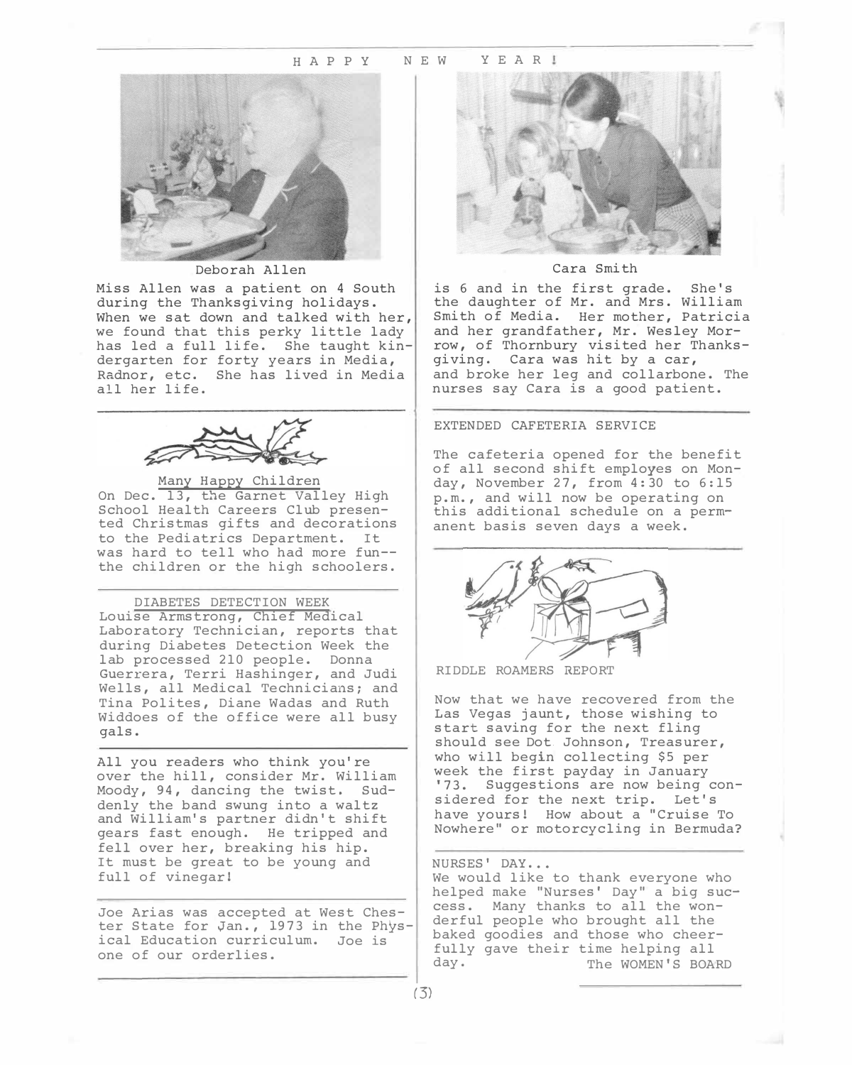HAPPY NEW YEAR!

Deborah Allen

Miss Allen was a patient on 4 South during the Thanksgiving holidays. When we sat down and talked with her, we found that this perky little lady has led a full life. She taught kindergarten for forty years in Media, Radnor, etc. She has lived in Media all her life.

Many Happy Children

On Dec. 13, the Garnet Valley High School Health Careers Club presented Christmas gifts and decorations to the Pediatrics Department. It was hard to tell who had more fun--the children or the high schoolers.

DIABETES DETECTION WEEK

Louise Armstrong, Chief Medical Laboratory Technician, reports that during Diabetes Detection Week the lab processed 210 people. Donna Guerrera, Terri Hashinger, and Judi Wells, all Medical Technicians; and Tina Polites, Diane Wadas and Ruth Widdoes of the office were all busy gals.

All you readers who think you're over the hill, consider Mr. William Moody, 94, dancing the twist. Suddenly the band swung into a waltz and William's partner didn't shift gears fast enough. He tripped and fell over her, breaking his hip. It must be great to be young and full of vinegar!

Joe Arias was accepted at West Chester State for Jan., 1973 in the Physical Education curriculum. Joe is one of our orderlies.

Cara Smith

is 6 and in the first grade. She's the daughter of Mr. and Mrs. William Smith of Media. Her mother, Patricia and her grandfather, Mr. Wesley Morrow, of Thornbury visited her Thanksgiving. Cara was hit by a car, and broke her leg and collarbone. The nurses say Cara is a good patient.

EXTENDED CAFETERIA SERVICE

The cafeteria opened for the benefit of all second shift employes on Monday, November 27, from 4:30 to 6:15 p.m., and will now be operating on this additional schedule on a permanent basis seven days a week.

RIDDLE ROAMERS REPORT

Now that we have recovered from the Las Vegas jaunt, those wishing to start saving for the next fling should see Dot Johnson, Treasurer, who will begin collecting $5 per week the first payday in January '73. Suggestions are now being considered for the next trip. Let's have yours! How about a "Cruise To Nowhere" or motorcycling in Bermuda?

NURSES' DAY...

We would like to thank everyone who helped make "Nurses' Day" a big success. Many thanks to all the wonderful people who brought all the baked goodies and those who cheerfully gave their time helping all day.

The WOMEN'S BOARD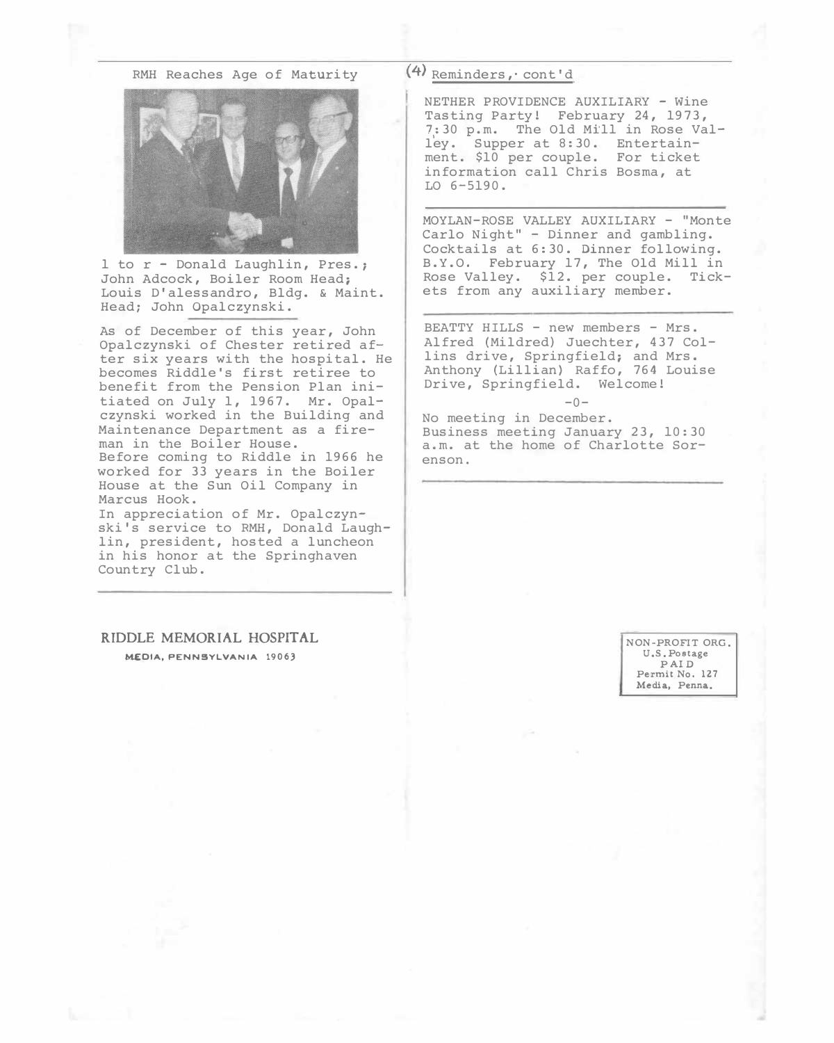## RMH Reaches Age of Maturity

l to r - Donald Laughlin, Pres.; John Adcock, Boiler Room Head; Louis D'alessandro, Bldg. & Maint. Head; John Opalczynski.

As of December of this year, John Opalczynski of Chester retired after six years with the hospital. He becomes Riddle's first retiree to benefit from the Pension Plan initiated on July 1, 1967. Mr. Opalczynski worked in the Building and Maintenance Department as a fireman in the Boiler House.

Before coming to Riddle in 1966 he worked for 33 years in the Boiler House at the Sun Oil Company in Marcus Hook.

In appreciation of Mr. Opalczynski's service to RMH, Donald Laughlin, president, hosted a luncheon in his honor at the Springhaven Country Club.

## (4) Reminders, cont'd

NETHER PROVIDENCE AUXILIARY - Wine Tasting Party! February 24, 1973, 7:30 p.m. The Old Mill in Rose Valley. Supper at 8:30. Entertainment. $10 per couple. For ticket information call Chris Bosma, at LO 6-5190.

MOYLAN-ROSE VALLEY AUXILIARY - "Monte Carlo Night" - Dinner and gambling. Cocktails at 6:30. Dinner following. B.Y.O. February 17, The Old Mill in Rose Valley. $12. per couple. Tickets from any auxiliary member.

BEATTY HILLS - new members - Mrs. Alfred (Mildred) Juechter, 437 Collins drive, Springfield; and Mrs. Anthony (Lillian) Raffo, 764 Louise Drive, Springfield. Welcome!

-0-

No meeting in December.
Business meeting January 23, 10:30 a.m. at the home of Charlotte Sorenson.

RIDDLE MEMORIAL HOSPITAL
MEDIA, PENNSYLVANIA 19063

NON-PROFIT ORG.
U.S. Postage
PAID
Permit No. 127
Media, Penna.